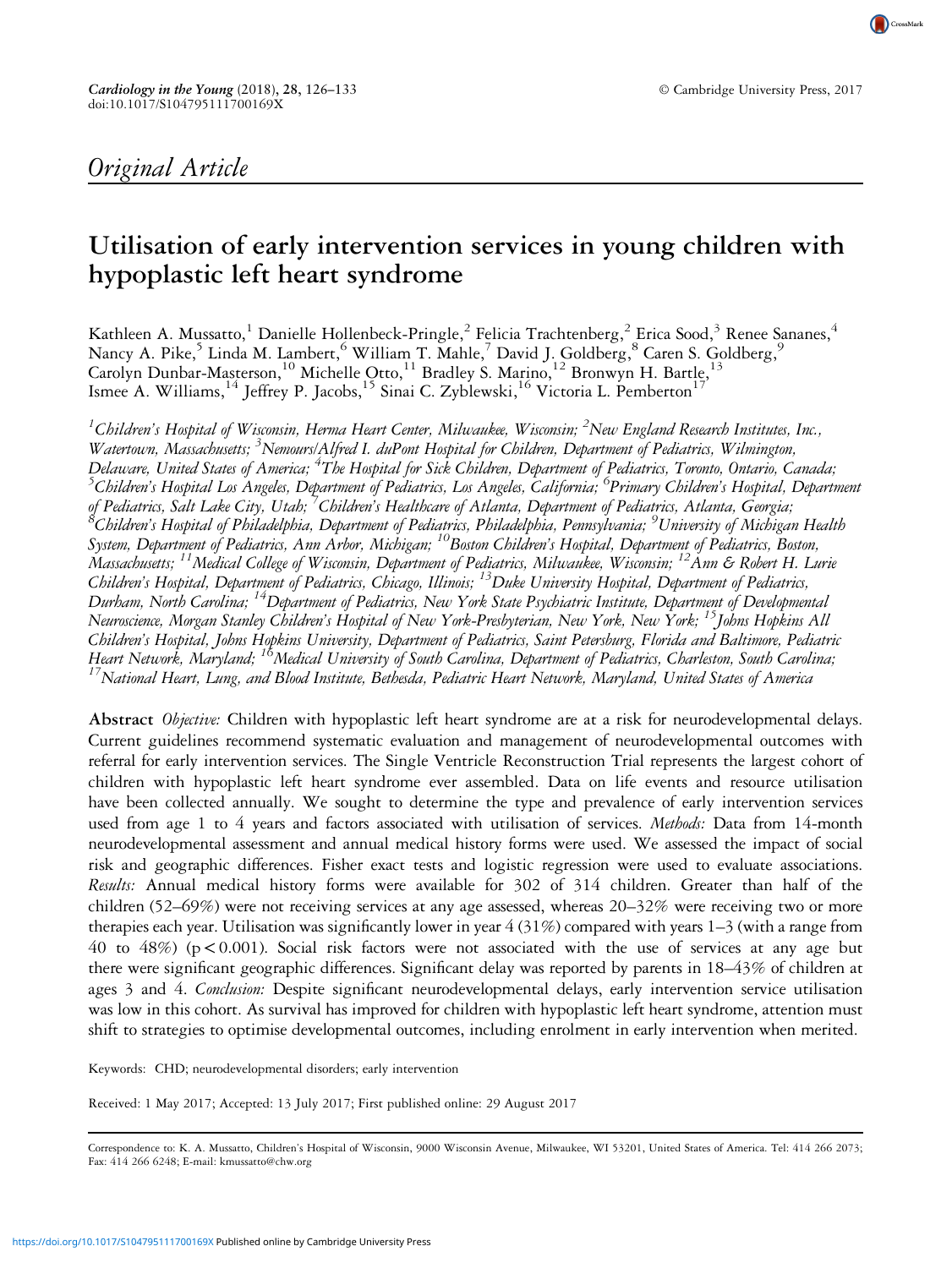Original Article

# Utilisation of early intervention services in young children with hypoplastic left heart syndrome

Kathleen A. Mussatto,[1] Danielle Hollenbeck-Pringle,[2] Felicia Trachtenberg,[2] Erica Sood,[3] Renee Sananes,[4] Nancy A. Pike,[5] Linda M. Lambert,[6] William T. Mahle,[7] David J. Goldberg,[8] Caren S. Goldberg,[9] Carolyn Dunbar-Masterson,[10] Michelle Otto,[11] Bradley S. Marino,[12] Bronwyn H. Bartle,[13] Ismee A. Williams,[14] Jeffrey P. Jacobs,[15] Sinai C. Zyblewski,[16] Victoria L. Pemberton[17]

*[1]Children's Hospital of Wisconsin, Herma Heart Center, Milwaukee, Wisconsin; [2]New England Research Institutes, Inc., Watertown, Massachusetts; [3]Nemours/Alfred I. duPont Hospital for Children, Department of Pediatrics, Wilmington, Delaware, United States of America; [4]The Hospital for Sick Children, Department of Pediatrics, Toronto, Ontario, Canada; [5]Children's Hospital Los Angeles, Department of Pediatrics, Los Angeles, California; [6]Primary Children's Hospital, Department of Pediatrics, Salt Lake City, Utah; [7]Children's Healthcare of Atlanta, Department of Pediatrics, Atlanta, Georgia; [8]Children's Hospital of Philadelphia, Department of Pediatrics, Philadelphia, Pennsylvania; [9]University of Michigan Health System, Department of Pediatrics, Ann Arbor, Michigan; [10]Boston Children's Hospital, Department of Pediatrics, Boston, Massachusetts; [11]Medical College of Wisconsin, Department of Pediatrics, Milwaukee, Wisconsin; [12]Ann & Robert H. Lurie Children's Hospital, Department of Pediatrics, Chicago, Illinois; [13]Duke University Hospital, Department of Pediatrics, Durham, North Carolina; [14]Department of Pediatrics, New York State Psychiatric Institute, Department of Developmental Neuroscience, Morgan Stanley Children's Hospital of New York-Presbyterian, New York, New York; [15]Johns Hopkins All Children's Hospital, Johns Hopkins University, Department of Pediatrics, Saint Petersburg, Florida and Baltimore, Pediatric Heart Network, Maryland; [16]Medical University of South Carolina, Department of Pediatrics, Charleston, South Carolina; [17]National Heart, Lung, and Blood Institute, Bethesda, Pediatric Heart Network, Maryland, United States of America*

**Abstract** *Objective:* Children with hypoplastic left heart syndrome are at a risk for neurodevelopmental delays. Current guidelines recommend systematic evaluation and management of neurodevelopmental outcomes with referral for early intervention services. The Single Ventricle Reconstruction Trial represents the largest cohort of children with hypoplastic left heart syndrome ever assembled. Data on life events and resource utilisation have been collected annually. We sought to determine the type and prevalence of early intervention services used from age 1 to 4 years and factors associated with utilisation of services. *Methods:* Data from 14-month neurodevelopmental assessment and annual medical history forms were used. We assessed the impact of social risk and geographic differences. Fisher exact tests and logistic regression were used to evaluate associations. *Results:* Annual medical history forms were available for 302 of 314 children. Greater than half of the children (52–69%) were not receiving services at any age assessed, whereas 20–32% were receiving two or more therapies each year. Utilisation was significantly lower in year 4 (31%) compared with years 1–3 (with a range from 40 to 48%) ($p < 0.001$). Social risk factors were not associated with the use of services at any age but there were significant geographic differences. Significant delay was reported by parents in 18–43% of children at ages 3 and 4. *Conclusion:* Despite significant neurodevelopmental delays, early intervention service utilisation was low in this cohort. As survival has improved for children with hypoplastic left heart syndrome, attention must shift to strategies to optimise developmental outcomes, including enrolment in early intervention when merited.

Keywords: CHD; neurodevelopmental disorders; early intervention

Received: 1 May 2017; Accepted: 13 July 2017; First published online: 29 August 2017

Correspondence to: K. A. Mussatto, Children's Hospital of Wisconsin, 9000 Wisconsin Avenue, Milwaukee, WI 53201, United States of America. Tel: 414 266 2073; Fax: 414 266 6248; E-mail: kmussatto@chw.org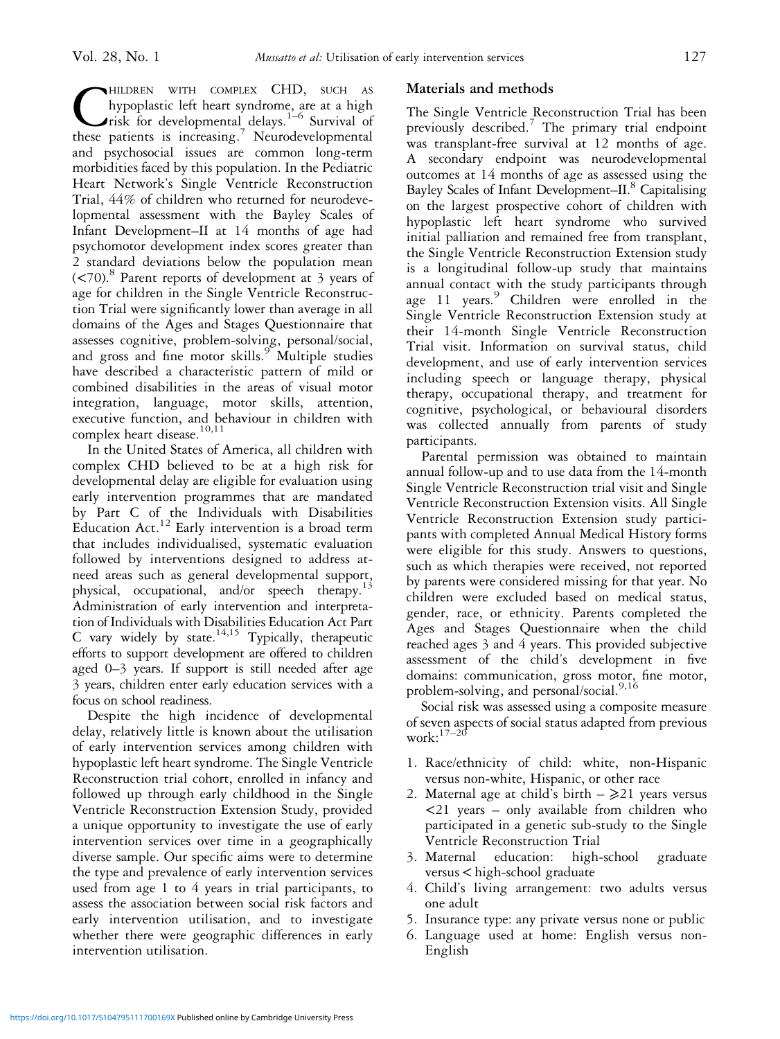Children with complex CHD, such as hypoplastic left heart syndrome, are at a high risk for developmental delays.[1–6] Survival of these patients is increasing.[7] Neurodevelopmental and psychosocial issues are common long-term morbidities faced by this population. In the Pediatric Heart Network's Single Ventricle Reconstruction Trial, 44% of children who returned for neurodevelopmental assessment with the Bayley Scales of Infant Development–II at 14 months of age had psychomotor development index scores greater than 2 standard deviations below the population mean (<70).[8] Parent reports of development at 3 years of age for children in the Single Ventricle Reconstruction Trial were significantly lower than average in all domains of the Ages and Stages Questionnaire that assesses cognitive, problem-solving, personal/social, and gross and fine motor skills.[9] Multiple studies have described a characteristic pattern of mild or combined disabilities in the areas of visual motor integration, language, motor skills, attention, executive function, and behaviour in children with complex heart disease.[10,11]

In the United States of America, all children with complex CHD believed to be at a high risk for developmental delay are eligible for evaluation using early intervention programmes that are mandated by Part C of the Individuals with Disabilities Education Act.[12] Early intervention is a broad term that includes individualised, systematic evaluation followed by interventions designed to address at-need areas such as general developmental support, physical, occupational, and/or speech therapy.[13] Administration of early intervention and interpretation of Individuals with Disabilities Education Act Part C vary widely by state.[14,15] Typically, therapeutic efforts to support development are offered to children aged 0–3 years. If support is still needed after age 3 years, children enter early education services with a focus on school readiness.

Despite the high incidence of developmental delay, relatively little is known about the utilisation of early intervention services among children with hypoplastic left heart syndrome. The Single Ventricle Reconstruction trial cohort, enrolled in infancy and followed up through early childhood in the Single Ventricle Reconstruction Extension Study, provided a unique opportunity to investigate the use of early intervention services over time in a geographically diverse sample. Our specific aims were to determine the type and prevalence of early intervention services used from age 1 to 4 years in trial participants, to assess the association between social risk factors and early intervention utilisation, and to investigate whether there were geographic differences in early intervention utilisation.

## Materials and methods

The Single Ventricle Reconstruction Trial has been previously described.[7] The primary trial endpoint was transplant-free survival at 12 months of age. A secondary endpoint was neurodevelopmental outcomes at 14 months of age as assessed using the Bayley Scales of Infant Development–II.[8] Capitalising on the largest prospective cohort of children with hypoplastic left heart syndrome who survived initial palliation and remained free from transplant, the Single Ventricle Reconstruction Extension study is a longitudinal follow-up study that maintains annual contact with the study participants through age 11 years.[9] Children were enrolled in the Single Ventricle Reconstruction Extension study at their 14-month Single Ventricle Reconstruction Trial visit. Information on survival status, child development, and use of early intervention services including speech or language therapy, physical therapy, occupational therapy, and treatment for cognitive, psychological, or behavioural disorders was collected annually from parents of study participants.

Parental permission was obtained to maintain annual follow-up and to use data from the 14-month Single Ventricle Reconstruction trial visit and Single Ventricle Reconstruction Extension visits. All Single Ventricle Reconstruction Extension study participants with completed Annual Medical History forms were eligible for this study. Answers to questions, such as which therapies were received, not reported by parents were considered missing for that year. No children were excluded based on medical status, gender, race, or ethnicity. Parents completed the Ages and Stages Questionnaire when the child reached ages 3 and 4 years. This provided subjective assessment of the child's development in five domains: communication, gross motor, fine motor, problem-solving, and personal/social.[9,16]

Social risk was assessed using a composite measure of seven aspects of social status adapted from previous work:[17–20]

1. Race/ethnicity of child: white, non-Hispanic versus non-white, Hispanic, or other race
2. Maternal age at child's birth – $\geqslant$21 years versus <21 years – only available from children who participated in a genetic sub-study to the Single Ventricle Reconstruction Trial
3. Maternal education: high-school graduate versus < high-school graduate
4. Child's living arrangement: two adults versus one adult
5. Insurance type: any private versus none or public
6. Language used at home: English versus non-English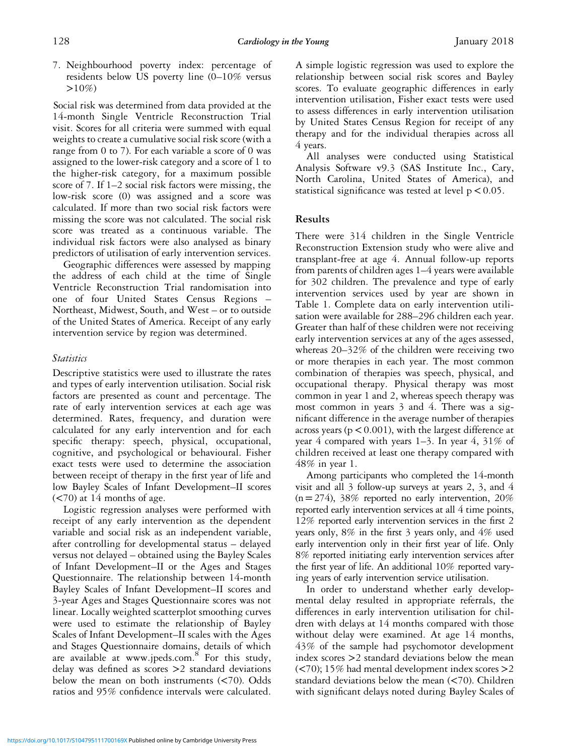7. Neighbourhood poverty index: percentage of residents below US poverty line (0–10% versus >10%)

Social risk was determined from data provided at the 14-month Single Ventricle Reconstruction Trial visit. Scores for all criteria were summed with equal weights to create a cumulative social risk score (with a range from 0 to 7). For each variable a score of 0 was assigned to the lower-risk category and a score of 1 to the higher-risk category, for a maximum possible score of 7. If 1–2 social risk factors were missing, the low-risk score (0) was assigned and a score was calculated. If more than two social risk factors were missing the score was not calculated. The social risk score was treated as a continuous variable. The individual risk factors were also analysed as binary predictors of utilisation of early intervention services.

Geographic differences were assessed by mapping the address of each child at the time of Single Ventricle Reconstruction Trial randomisation into one of four United States Census Regions – Northeast, Midwest, South, and West – or to outside of the United States of America. Receipt of any early intervention service by region was determined.

### *Statistics*

Descriptive statistics were used to illustrate the rates and types of early intervention utilisation. Social risk factors are presented as count and percentage. The rate of early intervention services at each age was determined. Rates, frequency, and duration were calculated for any early intervention and for each specific therapy: speech, physical, occupational, cognitive, and psychological or behavioural. Fisher exact tests were used to determine the association between receipt of therapy in the first year of life and low Bayley Scales of Infant Development–II scores (<70) at 14 months of age.

Logistic regression analyses were performed with receipt of any early intervention as the dependent variable and social risk as an independent variable, after controlling for developmental status – delayed versus not delayed – obtained using the Bayley Scales of Infant Development–II or the Ages and Stages Questionnaire. The relationship between 14-month Bayley Scales of Infant Development–II scores and 3-year Ages and Stages Questionnaire scores was not linear. Locally weighted scatterplot smoothing curves were used to estimate the relationship of Bayley Scales of Infant Development–II scales with the Ages and Stages Questionnaire domains, details of which are available at www.jpeds.com.[8] For this study, delay was defined as scores >2 standard deviations below the mean on both instruments (<70). Odds ratios and 95% confidence intervals were calculated. A simple logistic regression was used to explore the relationship between social risk scores and Bayley scores. To evaluate geographic differences in early intervention utilisation, Fisher exact tests were used to assess differences in early intervention utilisation by United States Census Region for receipt of any therapy and for the individual therapies across all 4 years.

All analyses were conducted using Statistical Analysis Software v9.3 (SAS Institute Inc., Cary, North Carolina, United States of America), and statistical significance was tested at level $p < 0.05$.

## Results

There were 314 children in the Single Ventricle Reconstruction Extension study who were alive and transplant-free at age 4. Annual follow-up reports from parents of children ages 1–4 years were available for 302 children. The prevalence and type of early intervention services used by year are shown in Table 1. Complete data on early intervention utilisation were available for 288–296 children each year. Greater than half of these children were not receiving early intervention services at any of the ages assessed, whereas 20–32% of the children were receiving two or more therapies in each year. The most common combination of therapies was speech, physical, and occupational therapy. Physical therapy was most common in year 1 and 2, whereas speech therapy was most common in years 3 and 4. There was a significant difference in the average number of therapies across years ($p < 0.001$), with the largest difference at year 4 compared with years 1–3. In year 4, 31% of children received at least one therapy compared with 48% in year 1.

Among participants who completed the 14-month visit and all 3 follow-up surveys at years 2, 3, and 4 ($n = 274$), 38% reported no early intervention, 20% reported early intervention services at all 4 time points, 12% reported early intervention services in the first 2 years only, 8% in the first 3 years only, and 4% used early intervention only in their first year of life. Only 8% reported initiating early intervention services after the first year of life. An additional 10% reported varying years of early intervention service utilisation.

In order to understand whether early developmental delay resulted in appropriate referrals, the differences in early intervention utilisation for children with delays at 14 months compared with those without delay were examined. At age 14 months, 43% of the sample had psychomotor development index scores >2 standard deviations below the mean (<70); 15% had mental development index scores >2 standard deviations below the mean (<70). Children with significant delays noted during Bayley Scales of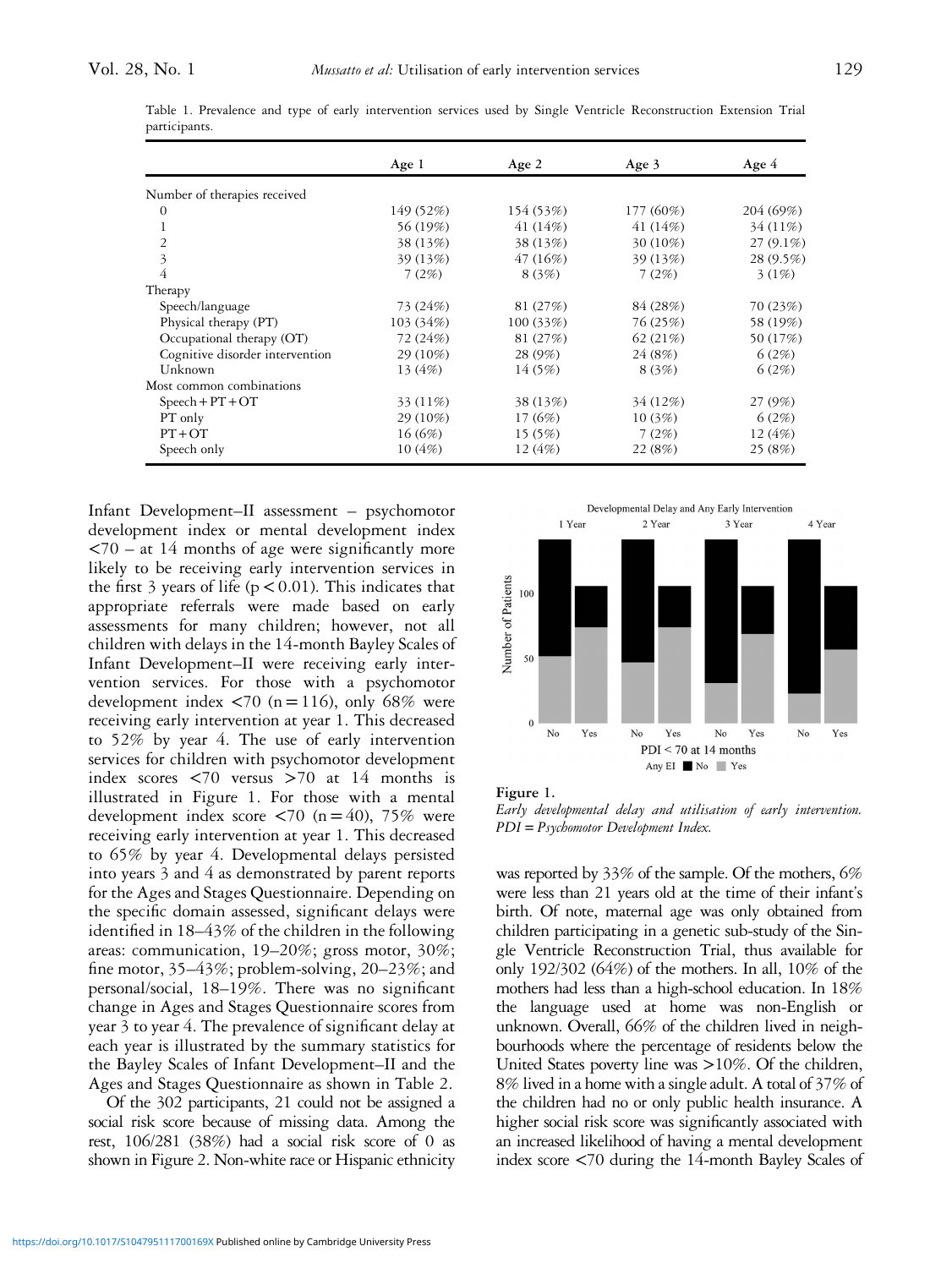Table 1. Prevalence and type of early intervention services used by Single Ventricle Reconstruction Extension Trial participants.

| | Age 1 | Age 2 | Age 3 | Age 4 |
|---|---|---|---|---|
| Number of therapies received | | | | |
| 0 | 149 (52%) | 154 (53%) | 177 (60%) | 204 (69%) |
| 1 | 56 (19%) | 41 (14%) | 41 (14%) | 34 (11%) |
| 2 | 38 (13%) | 38 (13%) | 30 (10%) | 27 (9.1%) |
| 3 | 39 (13%) | 47 (16%) | 39 (13%) | 28 (9.5%) |
| 4 | 7 (2%) | 8 (3%) | 7 (2%) | 3 (1%) |
| Therapy | | | | |
| Speech/language | 73 (24%) | 81 (27%) | 84 (28%) | 70 (23%) |
| Physical therapy (PT) | 103 (34%) | 100 (33%) | 76 (25%) | 58 (19%) |
| Occupational therapy (OT) | 72 (24%) | 81 (27%) | 62 (21%) | 50 (17%) |
| Cognitive disorder intervention | 29 (10%) | 28 (9%) | 24 (8%) | 6 (2%) |
| Unknown | 13 (4%) | 14 (5%) | 8 (3%) | 6 (2%) |
| Most common combinations | | | | |
| Speech + PT + OT | 33 (11%) | 38 (13%) | 34 (12%) | 27 (9%) |
| PT only | 29 (10%) | 17 (6%) | 10 (3%) | 6 (2%) |
| PT + OT | 16 (6%) | 15 (5%) | 7 (2%) | 12 (4%) |
| Speech only | 10 (4%) | 12 (4%) | 22 (8%) | 25 (8%) |

Infant Development–II assessment – psychomotor development index or mental development index <70 – at 14 months of age were significantly more likely to be receiving early intervention services in the first 3 years of life ($p < 0.01$). This indicates that appropriate referrals were made based on early assessments for many children; however, not all children with delays in the 14-month Bayley Scales of Infant Development–II were receiving early intervention services. For those with a psychomotor development index <70 ($n = 116$), only 68% were receiving early intervention at year 1. This decreased to 52% by year 4. The use of early intervention services for children with psychomotor development index scores <70 versus >70 at 14 months is illustrated in Figure 1. For those with a mental development index score <70 ($n = 40$), 75% were receiving early intervention at year 1. This decreased to 65% by year 4. Developmental delays persisted into years 3 and 4 as demonstrated by parent reports for the Ages and Stages Questionnaire. Depending on the specific domain assessed, significant delays were identified in 18–43% of the children in the following areas: communication, 19–20%; gross motor, 30%; fine motor, 35–43%; problem-solving, 20–23%; and personal/social, 18–19%. There was no significant change in Ages and Stages Questionnaire scores from year 3 to year 4. The prevalence of significant delay at each year is illustrated by the summary statistics for the Bayley Scales of Infant Development–II and the Ages and Stages Questionnaire as shown in Table 2.

Of the 302 participants, 21 could not be assigned a social risk score because of missing data. Among the rest, 106/281 (38%) had a social risk score of 0 as shown in Figure 2. Non-white race or Hispanic ethnicity was reported by 33% of the sample. Of the mothers, 6% were less than 21 years old at the time of their infant's birth. Of note, maternal age was only obtained from children participating in a genetic sub-study of the Single Ventricle Reconstruction Trial, thus available for only 192/302 (64%) of the mothers. In all, 10% of the mothers had less than a high-school education. In 18% the language used at home was non-English or unknown. Overall, 66% of the children lived in neighbourhoods where the percentage of residents below the United States poverty line was >10%. Of the children, 8% lived in a home with a single adult. A total of 37% of the children had no or only public health insurance. A higher social risk score was significantly associated with an increased likelihood of having a mental development index score <70 during the 14-month Bayley Scales of

**Figure 1.**
*Early developmental delay and utilisation of early intervention. PDI = Psychomotor Development Index.*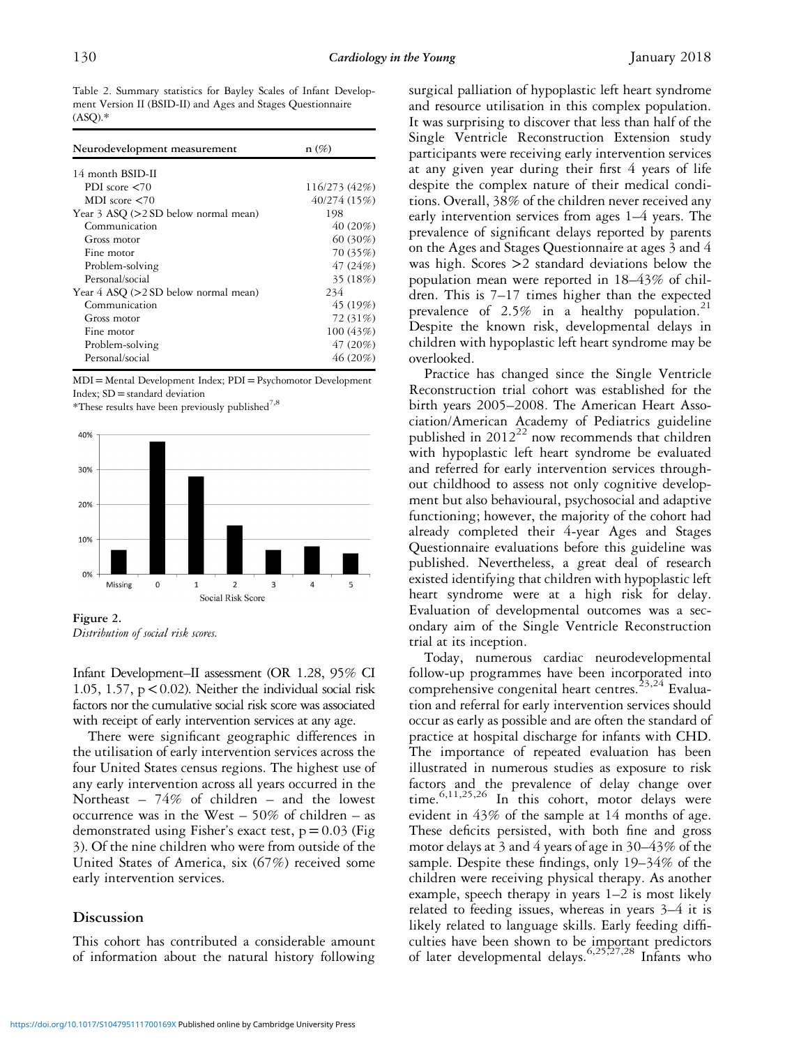Table 2. Summary statistics for Bayley Scales of Infant Development Version II (BSID-II) and Ages and Stages Questionnaire (ASQ).*

| Neurodevelopment measurement | n (%) |
|---|---|
| 14 month BSID-II | |
| PDI score <70 | 116/273 (42%) |
| MDI score <70 | 40/274 (15%) |
| Year 3 ASQ (>2 SD below normal mean) | 198 |
| Communication | 40 (20%) |
| Gross motor | 60 (30%) |
| Fine motor | 70 (35%) |
| Problem-solving | 47 (24%) |
| Personal/social | 35 (18%) |
| Year 4 ASQ (>2 SD below normal mean) | 234 |
| Communication | 45 (19%) |
| Gross motor | 72 (31%) |
| Fine motor | 100 (43%) |
| Problem-solving | 47 (20%) |
| Personal/social | 46 (20%) |

MDI = Mental Development Index; PDI = Psychomotor Development Index; SD = standard deviation

*These results have been previously published[7,8]

**Figure 2.**
*Distribution of social risk scores.*

Infant Development–II assessment (OR 1.28, 95% CI 1.05, 1.57, $p < 0.02$). Neither the individual social risk factors nor the cumulative social risk score was associated with receipt of early intervention services at any age.

There were significant geographic differences in the utilisation of early intervention services across the four United States census regions. The highest use of any early intervention across all years occurred in the Northeast – 74% of children – and the lowest occurrence was in the West – 50% of children – as demonstrated using Fisher's exact test, $p = 0.03$ (Fig 3). Of the nine children who were from outside of the United States of America, six (67%) received some early intervention services.

## Discussion

This cohort has contributed a considerable amount of information about the natural history following surgical palliation of hypoplastic left heart syndrome and resource utilisation in this complex population. It was surprising to discover that less than half of the Single Ventricle Reconstruction Extension study participants were receiving early intervention services at any given year during their first 4 years of life despite the complex nature of their medical conditions. Overall, 38% of the children never received any early intervention services from ages 1–4 years. The prevalence of significant delays reported by parents on the Ages and Stages Questionnaire at ages 3 and 4 was high. Scores >2 standard deviations below the population mean were reported in 18–43% of children. This is 7–17 times higher than the expected prevalence of 2.5% in a healthy population.[21] Despite the known risk, developmental delays in children with hypoplastic left heart syndrome may be overlooked.

Practice has changed since the Single Ventricle Reconstruction trial cohort was established for the birth years 2005–2008. The American Heart Association/American Academy of Pediatrics guideline published in 2012[22] now recommends that children with hypoplastic left heart syndrome be evaluated and referred for early intervention services throughout childhood to assess not only cognitive development but also behavioural, psychosocial and adaptive functioning; however, the majority of the cohort had already completed their 4-year Ages and Stages Questionnaire evaluations before this guideline was published. Nevertheless, a great deal of research existed identifying that children with hypoplastic left heart syndrome were at a high risk for delay. Evaluation of developmental outcomes was a secondary aim of the Single Ventricle Reconstruction trial at its inception.

Today, numerous cardiac neurodevelopmental follow-up programmes have been incorporated into comprehensive congenital heart centres.[23,24] Evaluation and referral for early intervention services should occur as early as possible and are often the standard of practice at hospital discharge for infants with CHD. The importance of repeated evaluation has been illustrated in numerous studies as exposure to risk factors and the prevalence of delay change over time.[6,11,25,26] In this cohort, motor delays were evident in 43% of the sample at 14 months of age. These deficits persisted, with both fine and gross motor delays at 3 and 4 years of age in 30–43% of the sample. Despite these findings, only 19–34% of the children were receiving physical therapy. As another example, speech therapy in years 1–2 is most likely related to feeding issues, whereas in years 3–4 it is likely related to language skills. Early feeding difficulties have been shown to be important predictors of later developmental delays.[6,25,27,28] Infants who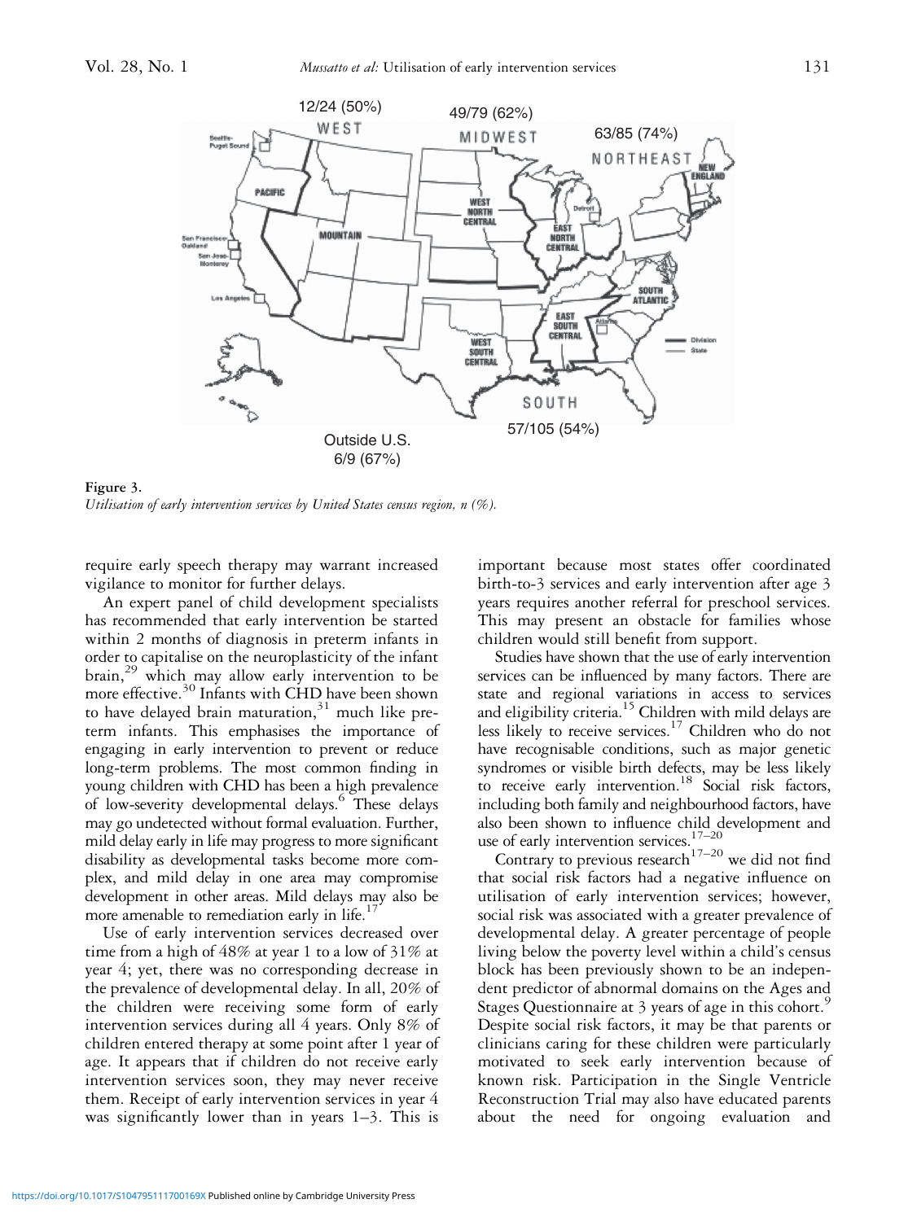Figure 3.
*Utilisation of early intervention services by United States census region, n (%).*

require early speech therapy may warrant increased vigilance to monitor for further delays.

An expert panel of child development specialists has recommended that early intervention be started within 2 months of diagnosis in preterm infants in order to capitalise on the neuroplasticity of the infant brain,[29] which may allow early intervention to be more effective.[30] Infants with CHD have been shown to have delayed brain maturation,[31] much like preterm infants. This emphasises the importance of engaging in early intervention to prevent or reduce long-term problems. The most common finding in young children with CHD has been a high prevalence of low-severity developmental delays.[6] These delays may go undetected without formal evaluation. Further, mild delay early in life may progress to more significant disability as developmental tasks become more complex, and mild delay in one area may compromise development in other areas. Mild delays may also be more amenable to remediation early in life.[17]

Use of early intervention services decreased over time from a high of 48% at year 1 to a low of 31% at year 4; yet, there was no corresponding decrease in the prevalence of developmental delay. In all, 20% of the children were receiving some form of early intervention services during all 4 years. Only 8% of children entered therapy at some point after 1 year of age. It appears that if children do not receive early intervention services soon, they may never receive them. Receipt of early intervention services in year 4 was significantly lower than in years 1–3. This is important because most states offer coordinated birth-to-3 services and early intervention after age 3 years requires another referral for preschool services. This may present an obstacle for families whose children would still benefit from support.

Studies have shown that the use of early intervention services can be influenced by many factors. There are state and regional variations in access to services and eligibility criteria.[15] Children with mild delays are less likely to receive services.[17] Children who do not have recognisable conditions, such as major genetic syndromes or visible birth defects, may be less likely to receive early intervention.[18] Social risk factors, including both family and neighbourhood factors, have also been shown to influence child development and use of early intervention services.[17–20]

Contrary to previous research[17–20] we did not find that social risk factors had a negative influence on utilisation of early intervention services; however, social risk was associated with a greater prevalence of developmental delay. A greater percentage of people living below the poverty level within a child's census block has been previously shown to be an independent predictor of abnormal domains on the Ages and Stages Questionnaire at 3 years of age in this cohort.[9] Despite social risk factors, it may be that parents or clinicians caring for these children were particularly motivated to seek early intervention because of known risk. Participation in the Single Ventricle Reconstruction Trial may also have educated parents about the need for ongoing evaluation and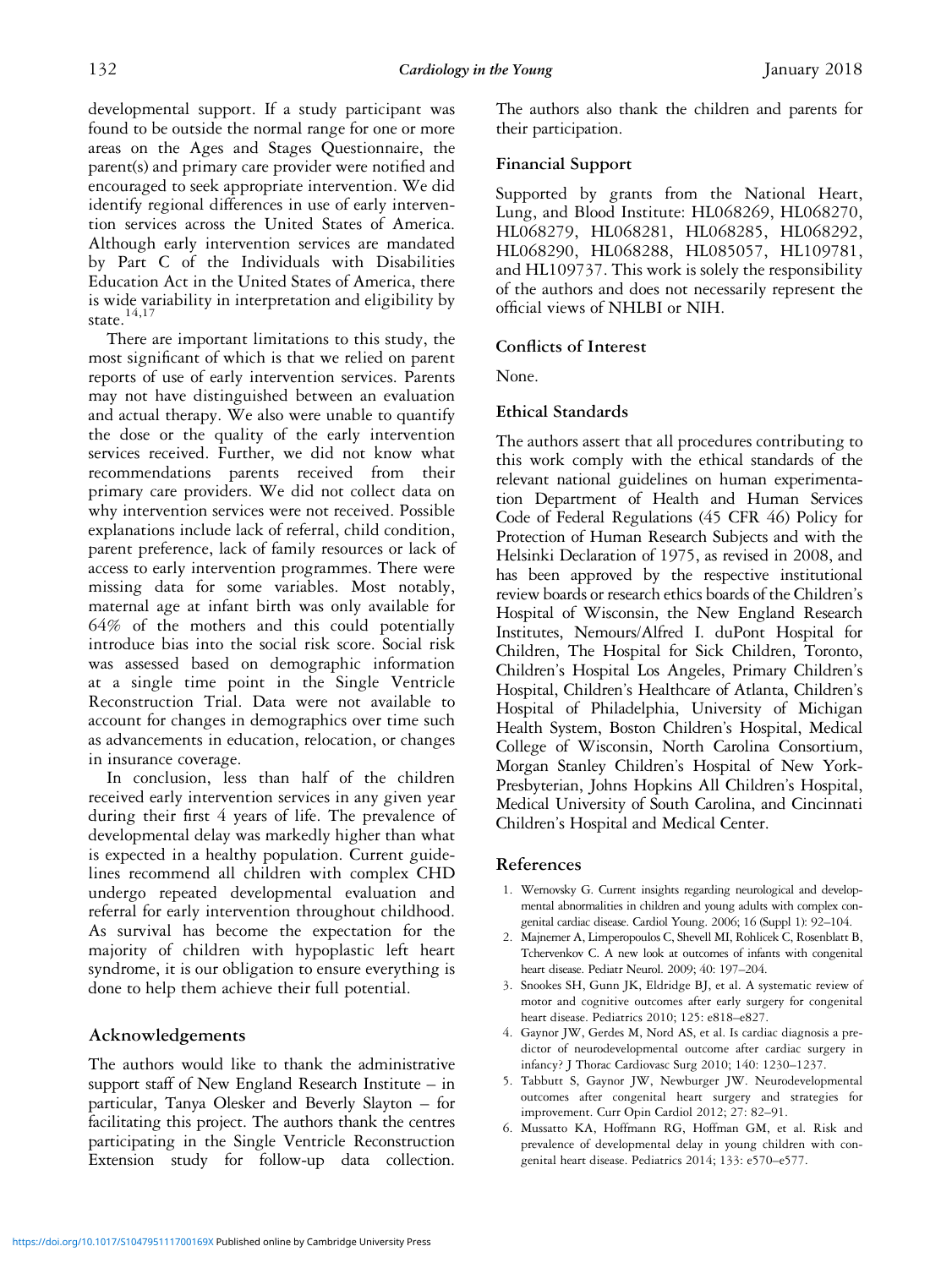developmental support. If a study participant was found to be outside the normal range for one or more areas on the Ages and Stages Questionnaire, the parent(s) and primary care provider were notified and encouraged to seek appropriate intervention. We did identify regional differences in use of early intervention services across the United States of America. Although early intervention services are mandated by Part C of the Individuals with Disabilities Education Act in the United States of America, there is wide variability in interpretation and eligibility by state.[14,17]

There are important limitations to this study, the most significant of which is that we relied on parent reports of use of early intervention services. Parents may not have distinguished between an evaluation and actual therapy. We also were unable to quantify the dose or the quality of the early intervention services received. Further, we did not know what recommendations parents received from their primary care providers. We did not collect data on why intervention services were not received. Possible explanations include lack of referral, child condition, parent preference, lack of family resources or lack of access to early intervention programmes. There were missing data for some variables. Most notably, maternal age at infant birth was only available for 64% of the mothers and this could potentially introduce bias into the social risk score. Social risk was assessed based on demographic information at a single time point in the Single Ventricle Reconstruction Trial. Data were not available to account for changes in demographics over time such as advancements in education, relocation, or changes in insurance coverage.

In conclusion, less than half of the children received early intervention services in any given year during their first 4 years of life. The prevalence of developmental delay was markedly higher than what is expected in a healthy population. Current guidelines recommend all children with complex CHD undergo repeated developmental evaluation and referral for early intervention throughout childhood. As survival has become the expectation for the majority of children with hypoplastic left heart syndrome, it is our obligation to ensure everything is done to help them achieve their full potential.

## Acknowledgements

The authors would like to thank the administrative support staff of New England Research Institute – in particular, Tanya Olesker and Beverly Slayton – for facilitating this project. The authors thank the centres participating in the Single Ventricle Reconstruction Extension study for follow-up data collection. The authors also thank the children and parents for their participation.

### Financial Support

Supported by grants from the National Heart, Lung, and Blood Institute: HL068269, HL068270, HL068279, HL068281, HL068285, HL068292, HL068290, HL068288, HL085057, HL109781, and HL109737. This work is solely the responsibility of the authors and does not necessarily represent the official views of NHLBI or NIH.

### Conflicts of Interest

None.

### Ethical Standards

The authors assert that all procedures contributing to this work comply with the ethical standards of the relevant national guidelines on human experimentation Department of Health and Human Services Code of Federal Regulations (45 CFR 46) Policy for Protection of Human Research Subjects and with the Helsinki Declaration of 1975, as revised in 2008, and has been approved by the respective institutional review boards or research ethics boards of the Children's Hospital of Wisconsin, the New England Research Institutes, Nemours/Alfred I. duPont Hospital for Children, The Hospital for Sick Children, Toronto, Children's Hospital Los Angeles, Primary Children's Hospital, Children's Healthcare of Atlanta, Children's Hospital of Philadelphia, University of Michigan Health System, Boston Children's Hospital, Medical College of Wisconsin, North Carolina Consortium, Morgan Stanley Children's Hospital of New York-Presbyterian, Johns Hopkins All Children's Hospital, Medical University of South Carolina, and Cincinnati Children's Hospital and Medical Center.

## References

1. Wernovsky G. Current insights regarding neurological and developmental abnormalities in children and young adults with complex congenital cardiac disease. Cardiol Young. 2006; 16 (Suppl 1): 92–104.
2. Majnemer A, Limperopoulos C, Shevell MI, Rohlicek C, Rosenblatt B, Tchervenkov C. A new look at outcomes of infants with congenital heart disease. Pediatr Neurol. 2009; 40: 197–204.
3. Snookes SH, Gunn JK, Eldridge BJ, et al. A systematic review of motor and cognitive outcomes after early surgery for congenital heart disease. Pediatrics 2010; 125: e818–e827.
4. Gaynor JW, Gerdes M, Nord AS, et al. Is cardiac diagnosis a predictor of neurodevelopmental outcome after cardiac surgery in infancy? J Thorac Cardiovasc Surg 2010; 140: 1230–1237.
5. Tabbutt S, Gaynor JW, Newburger JW. Neurodevelopmental outcomes after congenital heart surgery and strategies for improvement. Curr Opin Cardiol 2012; 27: 82–91.
6. Mussatto KA, Hoffmann RG, Hoffman GM, et al. Risk and prevalence of developmental delay in young children with congenital heart disease. Pediatrics 2014; 133: e570–e577.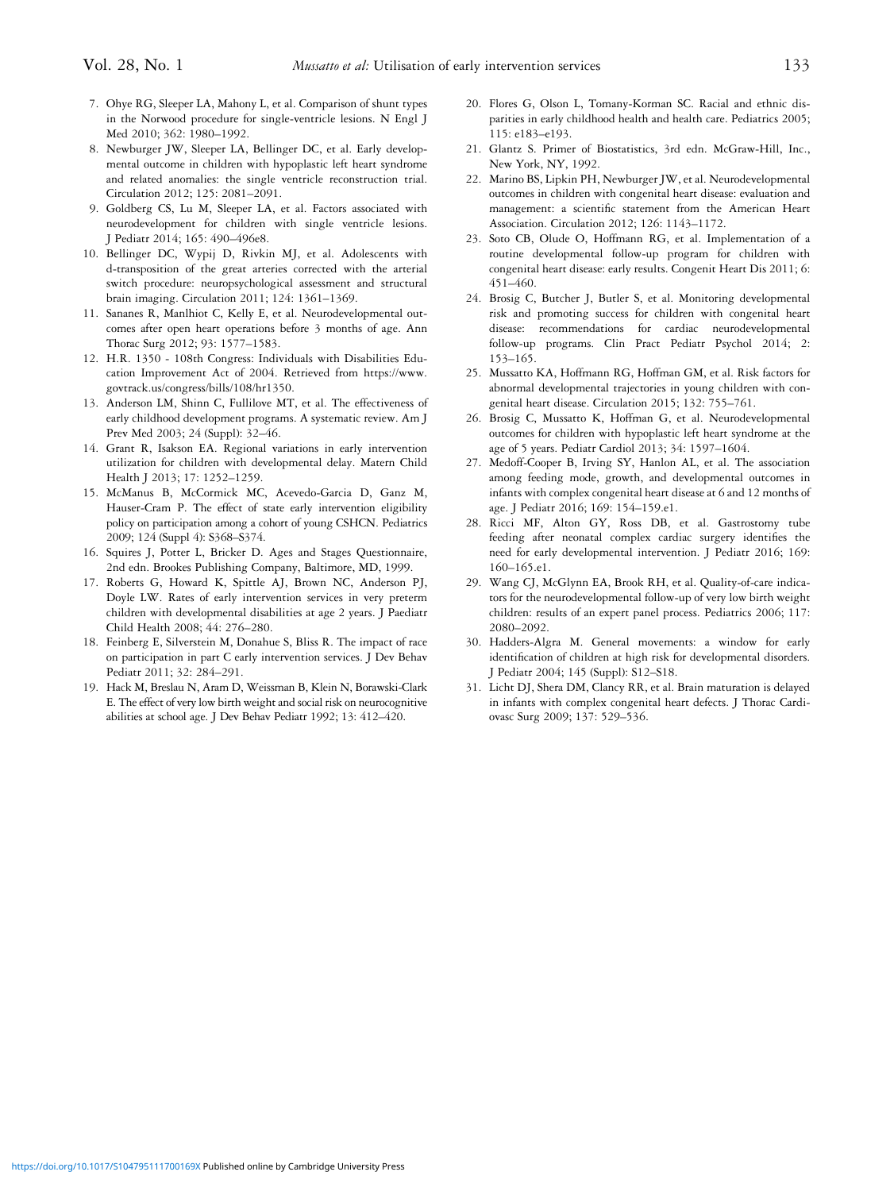7. Ohye RG, Sleeper LA, Mahony L, et al. Comparison of shunt types in the Norwood procedure for single-ventricle lesions. N Engl J Med 2010; 362: 1980–1992.
8. Newburger JW, Sleeper LA, Bellinger DC, et al. Early developmental outcome in children with hypoplastic left heart syndrome and related anomalies: the single ventricle reconstruction trial. Circulation 2012; 125: 2081–2091.
9. Goldberg CS, Lu M, Sleeper LA, et al. Factors associated with neurodevelopment for children with single ventricle lesions. J Pediatr 2014; 165: 490–496e8.
10. Bellinger DC, Wypij D, Rivkin MJ, et al. Adolescents with d-transposition of the great arteries corrected with the arterial switch procedure: neuropsychological assessment and structural brain imaging. Circulation 2011; 124: 1361–1369.
11. Sananes R, Manlhiot C, Kelly E, et al. Neurodevelopmental outcomes after open heart operations before 3 months of age. Ann Thorac Surg 2012; 93: 1577–1583.
12. H.R. 1350 - 108th Congress: Individuals with Disabilities Education Improvement Act of 2004. Retrieved from https://www.govtrack.us/congress/bills/108/hr1350.
13. Anderson LM, Shinn C, Fullilove MT, et al. The effectiveness of early childhood development programs. A systematic review. Am J Prev Med 2003; 24 (Suppl): 32–46.
14. Grant R, Isakson EA. Regional variations in early intervention utilization for children with developmental delay. Matern Child Health J 2013; 17: 1252–1259.
15. McManus B, McCormick MC, Acevedo-Garcia D, Ganz M, Hauser-Cram P. The effect of state early intervention eligibility policy on participation among a cohort of young CSHCN. Pediatrics 2009; 124 (Suppl 4): S368–S374.
16. Squires J, Potter L, Bricker D. Ages and Stages Questionnaire, 2nd edn. Brookes Publishing Company, Baltimore, MD, 1999.
17. Roberts G, Howard K, Spittle AJ, Brown NC, Anderson PJ, Doyle LW. Rates of early intervention services in very preterm children with developmental disabilities at age 2 years. J Paediatr Child Health 2008; 44: 276–280.
18. Feinberg E, Silverstein M, Donahue S, Bliss R. The impact of race on participation in part C early intervention services. J Dev Behav Pediatr 2011; 32: 284–291.
19. Hack M, Breslau N, Aram D, Weissman B, Klein N, Borawski-Clark E. The effect of very low birth weight and social risk on neurocognitive abilities at school age. J Dev Behav Pediatr 1992; 13: 412–420.
20. Flores G, Olson L, Tomany-Korman SC. Racial and ethnic disparities in early childhood health and health care. Pediatrics 2005; 115: e183–e193.
21. Glantz S. Primer of Biostatistics, 3rd edn. McGraw-Hill, Inc., New York, NY, 1992.
22. Marino BS, Lipkin PH, Newburger JW, et al. Neurodevelopmental outcomes in children with congenital heart disease: evaluation and management: a scientific statement from the American Heart Association. Circulation 2012; 126: 1143–1172.
23. Soto CB, Olude O, Hoffmann RG, et al. Implementation of a routine developmental follow-up program for children with congenital heart disease: early results. Congenit Heart Dis 2011; 6: 451–460.
24. Brosig C, Butcher J, Butler S, et al. Monitoring developmental risk and promoting success for children with congenital heart disease: recommendations for cardiac neurodevelopmental follow-up programs. Clin Pract Pediatr Psychol 2014; 2: 153–165.
25. Mussatto KA, Hoffmann RG, Hoffman GM, et al. Risk factors for abnormal developmental trajectories in young children with congenital heart disease. Circulation 2015; 132: 755–761.
26. Brosig C, Mussatto K, Hoffman G, et al. Neurodevelopmental outcomes for children with hypoplastic left heart syndrome at the age of 5 years. Pediatr Cardiol 2013; 34: 1597–1604.
27. Medoff-Cooper B, Irving SY, Hanlon AL, et al. The association among feeding mode, growth, and developmental outcomes in infants with complex congenital heart disease at 6 and 12 months of age. J Pediatr 2016; 169: 154–159.e1.
28. Ricci MF, Alton GY, Ross DB, et al. Gastrostomy tube feeding after neonatal complex cardiac surgery identifies the need for early developmental intervention. J Pediatr 2016; 169: 160–165.e1.
29. Wang CJ, McGlynn EA, Brook RH, et al. Quality-of-care indicators for the neurodevelopmental follow-up of very low birth weight children: results of an expert panel process. Pediatrics 2006; 117: 2080–2092.
30. Hadders-Algra M. General movements: a window for early identification of children at high risk for developmental disorders. J Pediatr 2004; 145 (Suppl): S12–S18.
31. Licht DJ, Shera DM, Clancy RR, et al. Brain maturation is delayed in infants with complex congenital heart defects. J Thorac Cardiovasc Surg 2009; 137: 529–536.